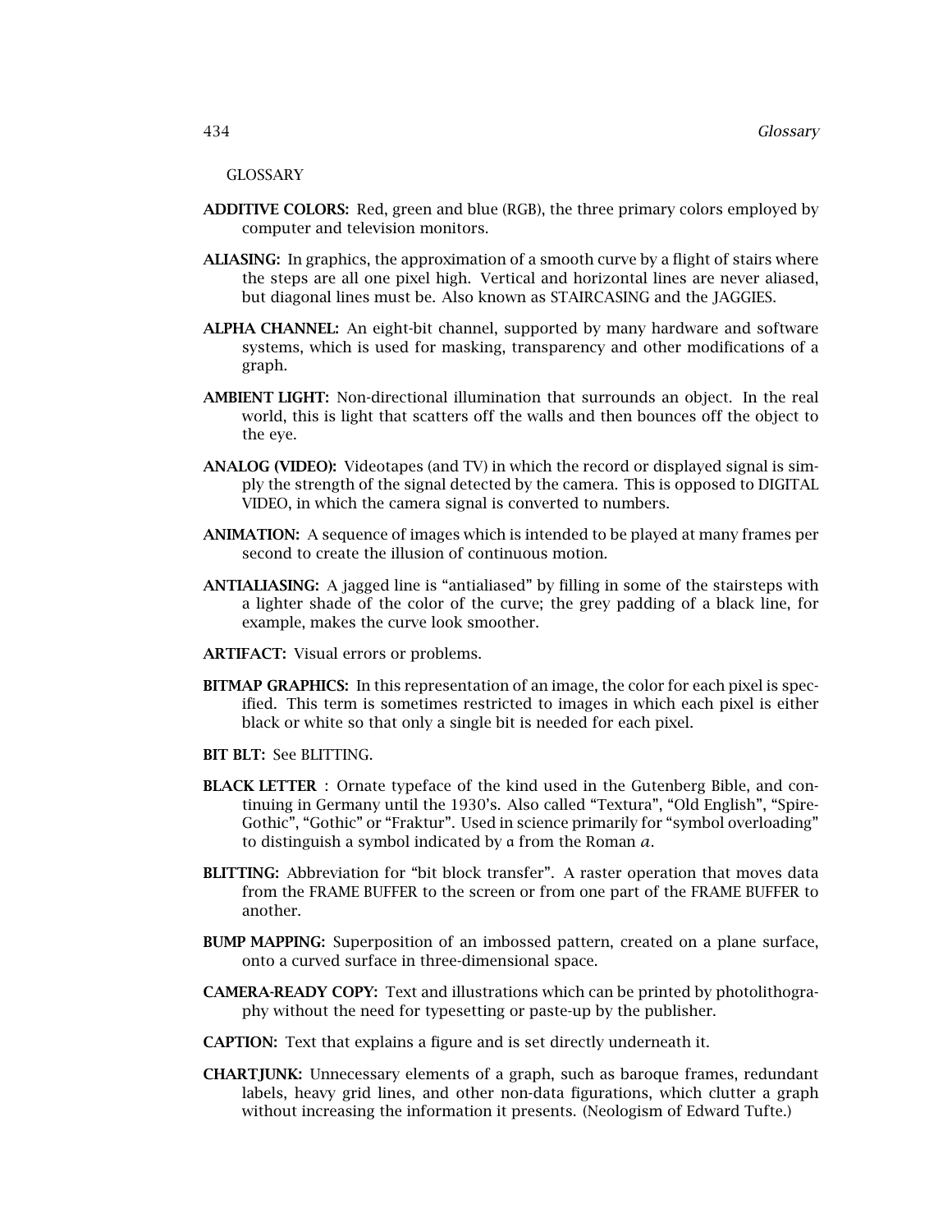GLOSSARY

**ADDITIVE COLORS:** Red, green and blue (RGB), the three primary colors employed by computer and television monitors.

**ALIASING:** In graphics, the approximation of a smooth curve by a flight of stairs where the steps are all one pixel high. Vertical and horizontal lines are never aliased, but diagonal lines must be. Also known as STAIRCASING and the JAGGIES.

**ALPHA CHANNEL:** An eight-bit channel, supported by many hardware and software systems, which is used for masking, transparency and other modifications of a graph.

**AMBIENT LIGHT:** Non-directional illumination that surrounds an object. In the real world, this is light that scatters off the walls and then bounces off the object to the eye.

**ANALOG (VIDEO):** Videotapes (and TV) in which the record or displayed signal is simply the strength of the signal detected by the camera. This is opposed to DIGITAL VIDEO, in which the camera signal is converted to numbers.

**ANIMATION:** A sequence of images which is intended to be played at many frames per second to create the illusion of continuous motion.

**ANTIALIASING:** A jagged line is "antialiased" by filling in some of the stairsteps with a lighter shade of the color of the curve; the grey padding of a black line, for example, makes the curve look smoother.

**ARTIFACT:** Visual errors or problems.

**BITMAP GRAPHICS:** In this representation of an image, the color for each pixel is specified. This term is sometimes restricted to images in which each pixel is either black or white so that only a single bit is needed for each pixel.

**BIT BLT:** See BLITTING.

**BLACK LETTER** : Ornate typeface of the kind used in the Gutenberg Bible, and continuing in Germany until the 1930's. Also called "Textura", "Old English", "Spire-Gothic", "Gothic" or "Fraktur". Used in science primarily for "symbol overloading" to distinguish a symbol indicated by $\mathfrak{a}$ from the Roman $a$.

**BLITTING:** Abbreviation for "bit block transfer". A raster operation that moves data from the FRAME BUFFER to the screen or from one part of the FRAME BUFFER to another.

**BUMP MAPPING:** Superposition of an imbossed pattern, created on a plane surface, onto a curved surface in three-dimensional space.

**CAMERA-READY COPY:** Text and illustrations which can be printed by photolithography without the need for typesetting or paste-up by the publisher.

**CAPTION:** Text that explains a figure and is set directly underneath it.

**CHARTJUNK:** Unnecessary elements of a graph, such as baroque frames, redundant labels, heavy grid lines, and other non-data figurations, which clutter a graph without increasing the information it presents. (Neologism of Edward Tufte.)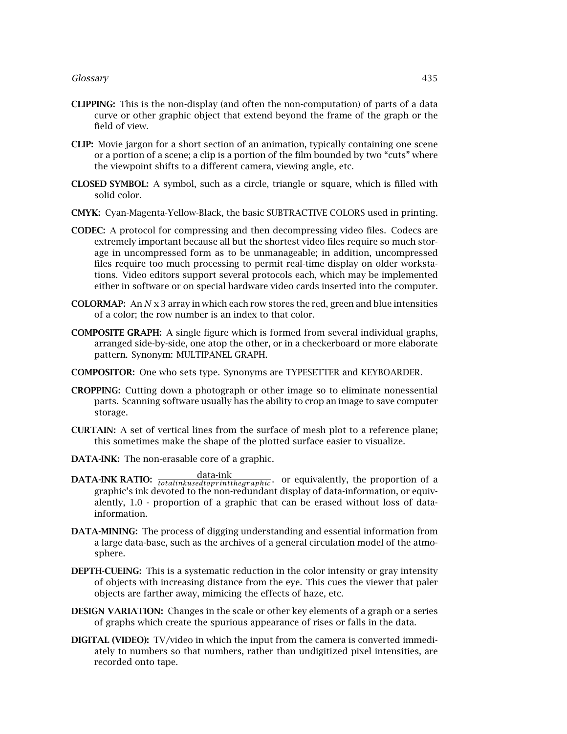**CLIPPING:** This is the non-display (and often the non-computation) of parts of a data curve or other graphic object that extend beyond the frame of the graph or the field of view.

**CLIP:** Movie jargon for a short section of an animation, typically containing one scene or a portion of a scene; a clip is a portion of the film bounded by two "cuts" where the viewpoint shifts to a different camera, viewing angle, etc.

**CLOSED SYMBOL:** A symbol, such as a circle, triangle or square, which is filled with solid color.

**CMYK:** Cyan-Magenta-Yellow-Black, the basic SUBTRACTIVE COLORS used in printing.

**CODEC:** A protocol for compressing and then decompressing video files. Codecs are extremely important because all but the shortest video files require so much storage in uncompressed form as to be unmanageable; in addition, uncompressed files require too much processing to permit real-time display on older workstations. Video editors support several protocols each, which may be implemented either in software or on special hardware video cards inserted into the computer.

**COLORMAP:** An *N* x 3 array in which each row stores the red, green and blue intensities of a color; the row number is an index to that color.

**COMPOSITE GRAPH:** A single figure which is formed from several individual graphs, arranged side-by-side, one atop the other, or in a checkerboard or more elaborate pattern. Synonym: MULTIPANEL GRAPH.

**COMPOSITOR:** One who sets type. Synonyms are TYPESETTER and KEYBOARDER.

**CROPPING:** Cutting down a photograph or other image so to eliminate nonessential parts. Scanning software usually has the ability to crop an image to save computer storage.

**CURTAIN:** A set of vertical lines from the surface of mesh plot to a reference plane; this sometimes make the shape of the plotted surface easier to visualize.

**DATA-INK:** The non-erasable core of a graphic.

**DATA-INK RATIO:** $\frac{\text{data-ink}}{totalinkusedtoprintthegraphic}$. or equivalently, the proportion of a graphic's ink devoted to the non-redundant display of data-information, or equivalently, 1.0 - proportion of a graphic that can be erased without loss of data-information.

**DATA-MINING:** The process of digging understanding and essential information from a large data-base, such as the archives of a general circulation model of the atmosphere.

**DEPTH-CUEING:** This is a systematic reduction in the color intensity or gray intensity of objects with increasing distance from the eye. This cues the viewer that paler objects are farther away, mimicing the effects of haze, etc.

**DESIGN VARIATION:** Changes in the scale or other key elements of a graph or a series of graphs which create the spurious appearance of rises or falls in the data.

**DIGITAL (VIDEO):** TV/video in which the input from the camera is converted immediately to numbers so that numbers, rather than undigitized pixel intensities, are recorded onto tape.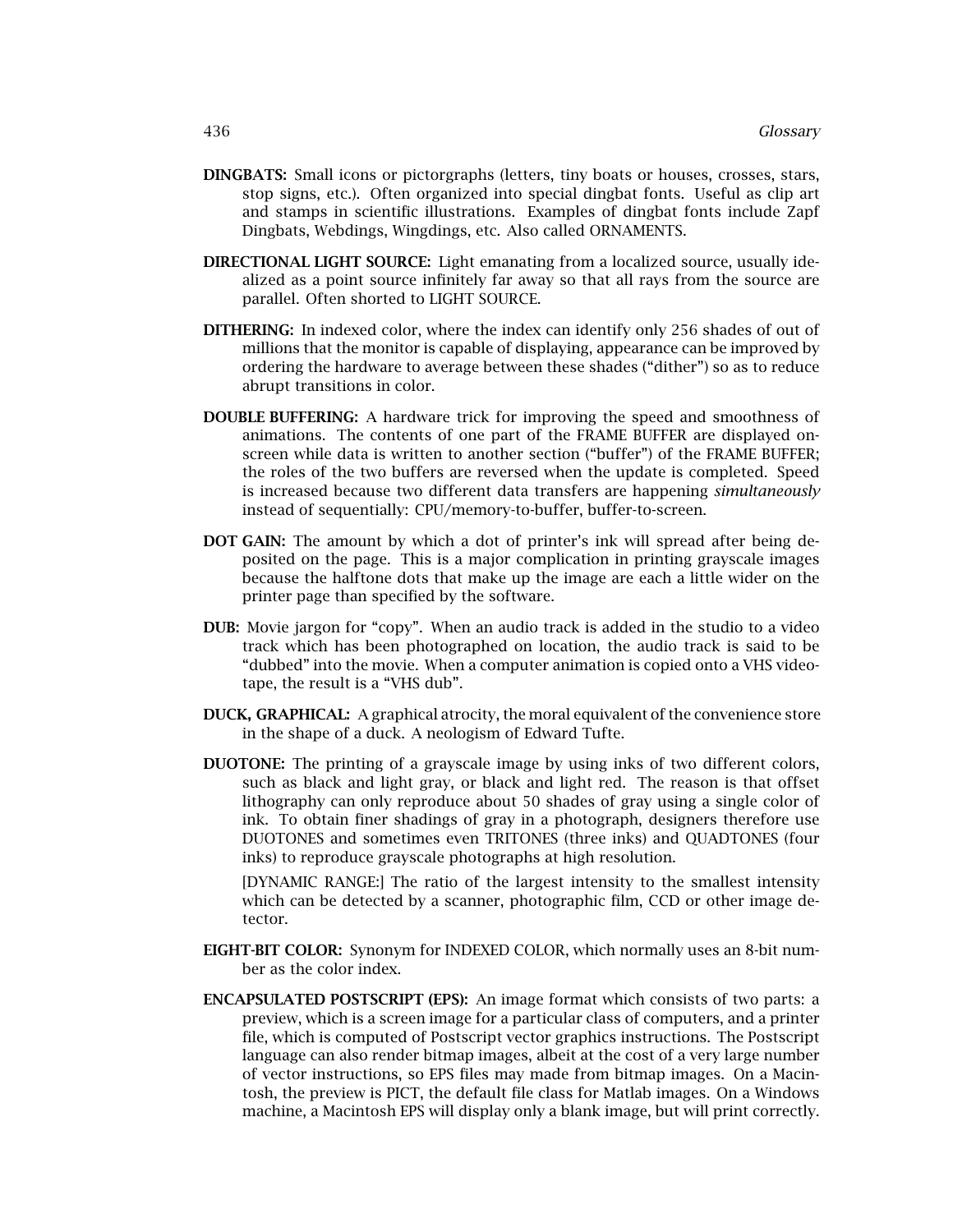**DINGBATS:** Small icons or pictorgraphs (letters, tiny boats or houses, crosses, stars, stop signs, etc.). Often organized into special dingbat fonts. Useful as clip art and stamps in scientific illustrations. Examples of dingbat fonts include Zapf Dingbats, Webdings, Wingdings, etc. Also called ORNAMENTS.

**DIRECTIONAL LIGHT SOURCE:** Light emanating from a localized source, usually idealized as a point source infinitely far away so that all rays from the source are parallel. Often shorted to LIGHT SOURCE.

**DITHERING:** In indexed color, where the index can identify only 256 shades of out of millions that the monitor is capable of displaying, appearance can be improved by ordering the hardware to average between these shades ("dither") so as to reduce abrupt transitions in color.

**DOUBLE BUFFERING:** A hardware trick for improving the speed and smoothness of animations. The contents of one part of the FRAME BUFFER are displayed on-screen while data is written to another section ("buffer") of the FRAME BUFFER; the roles of the two buffers are reversed when the update is completed. Speed is increased because two different data transfers are happening *simultaneously* instead of sequentially: CPU/memory-to-buffer, buffer-to-screen.

**DOT GAIN:** The amount by which a dot of printer's ink will spread after being deposited on the page. This is a major complication in printing grayscale images because the halftone dots that make up the image are each a little wider on the printer page than specified by the software.

**DUB:** Movie jargon for "copy". When an audio track is added in the studio to a video track which has been photographed on location, the audio track is said to be "dubbed" into the movie. When a computer animation is copied onto a VHS videotape, the result is a "VHS dub".

**DUCK, GRAPHICAL:** A graphical atrocity, the moral equivalent of the convenience store in the shape of a duck. A neologism of Edward Tufte.

**DUOTONE:** The printing of a grayscale image by using inks of two different colors, such as black and light gray, or black and light red. The reason is that offset lithography can only reproduce about 50 shades of gray using a single color of ink. To obtain finer shadings of gray in a photograph, designers therefore use DUOTONES and sometimes even TRITONES (three inks) and QUADTONES (four inks) to reproduce grayscale photographs at high resolution.

[DYNAMIC RANGE:] The ratio of the largest intensity to the smallest intensity which can be detected by a scanner, photographic film, CCD or other image detector.

**EIGHT-BIT COLOR:** Synonym for INDEXED COLOR, which normally uses an 8-bit number as the color index.

**ENCAPSULATED POSTSCRIPT (EPS):** An image format which consists of two parts: a preview, which is a screen image for a particular class of computers, and a printer file, which is computed of Postscript vector graphics instructions. The Postscript language can also render bitmap images, albeit at the cost of a very large number of vector instructions, so EPS files may made from bitmap images. On a Macintosh, the preview is PICT, the default file class for Matlab images. On a Windows machine, a Macintosh EPS will display only a blank image, but will print correctly.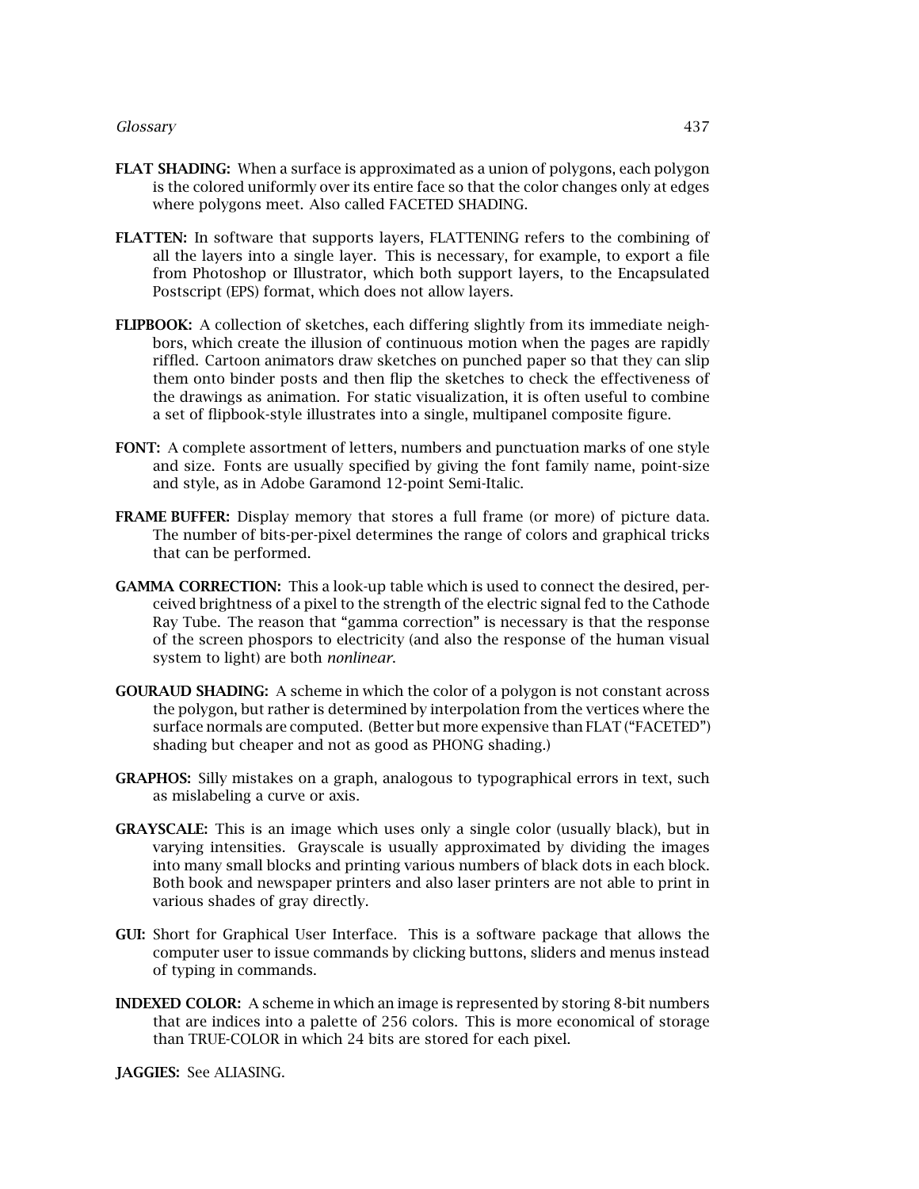**FLAT SHADING:** When a surface is approximated as a union of polygons, each polygon is the colored uniformly over its entire face so that the color changes only at edges where polygons meet. Also called FACETED SHADING.

**FLATTEN:** In software that supports layers, FLATTENING refers to the combining of all the layers into a single layer. This is necessary, for example, to export a file from Photoshop or Illustrator, which both support layers, to the Encapsulated Postscript (EPS) format, which does not allow layers.

**FLIPBOOK:** A collection of sketches, each differing slightly from its immediate neighbors, which create the illusion of continuous motion when the pages are rapidly riffled. Cartoon animators draw sketches on punched paper so that they can slip them onto binder posts and then flip the sketches to check the effectiveness of the drawings as animation. For static visualization, it is often useful to combine a set of flipbook-style illustrates into a single, multipanel composite figure.

**FONT:** A complete assortment of letters, numbers and punctuation marks of one style and size. Fonts are usually specified by giving the font family name, point-size and style, as in Adobe Garamond 12-point Semi-Italic.

**FRAME BUFFER:** Display memory that stores a full frame (or more) of picture data. The number of bits-per-pixel determines the range of colors and graphical tricks that can be performed.

**GAMMA CORRECTION:** This a look-up table which is used to connect the desired, perceived brightness of a pixel to the strength of the electric signal fed to the Cathode Ray Tube. The reason that "gamma correction" is necessary is that the response of the screen phospors to electricity (and also the response of the human visual system to light) are both *nonlinear*.

**GOURAUD SHADING:** A scheme in which the color of a polygon is not constant across the polygon, but rather is determined by interpolation from the vertices where the surface normals are computed. (Better but more expensive than FLAT ("FACETED") shading but cheaper and not as good as PHONG shading.)

**GRAPHOS:** Silly mistakes on a graph, analogous to typographical errors in text, such as mislabeling a curve or axis.

**GRAYSCALE:** This is an image which uses only a single color (usually black), but in varying intensities. Grayscale is usually approximated by dividing the images into many small blocks and printing various numbers of black dots in each block. Both book and newspaper printers and also laser printers are not able to print in various shades of gray directly.

**GUI:** Short for Graphical User Interface. This is a software package that allows the computer user to issue commands by clicking buttons, sliders and menus instead of typing in commands.

**INDEXED COLOR:** A scheme in which an image is represented by storing 8-bit numbers that are indices into a palette of 256 colors. This is more economical of storage than TRUE-COLOR in which 24 bits are stored for each pixel.

**JAGGIES:** See ALIASING.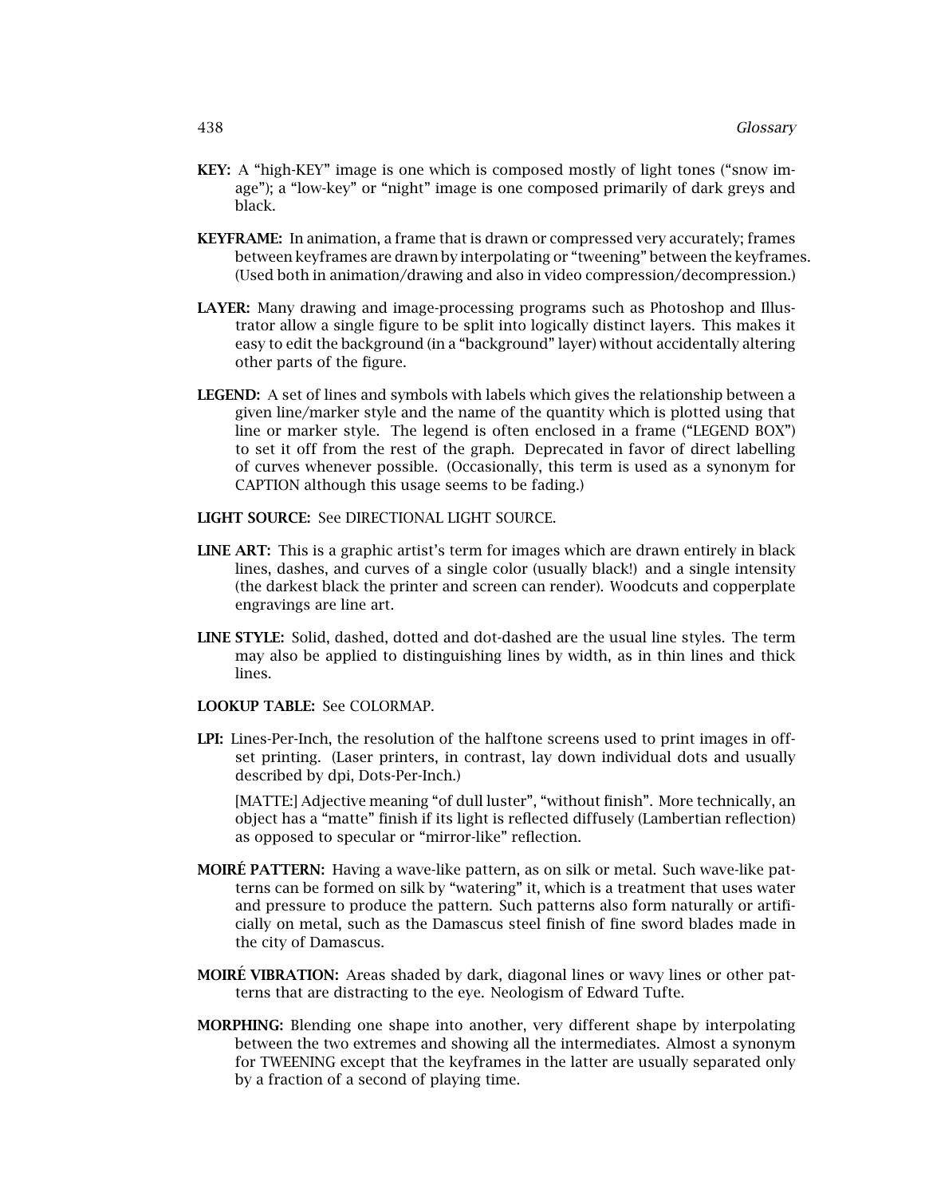**KEY:** A "high-KEY" image is one which is composed mostly of light tones ("snow image"); a "low-key" or "night" image is one composed primarily of dark greys and black.

**KEYFRAME:** In animation, a frame that is drawn or compressed very accurately; frames between keyframes are drawn by interpolating or "tweening" between the keyframes. (Used both in animation/drawing and also in video compression/decompression.)

**LAYER:** Many drawing and image-processing programs such as Photoshop and Illustrator allow a single figure to be split into logically distinct layers. This makes it easy to edit the background (in a "background" layer) without accidentally altering other parts of the figure.

**LEGEND:** A set of lines and symbols with labels which gives the relationship between a given line/marker style and the name of the quantity which is plotted using that line or marker style. The legend is often enclosed in a frame ("LEGEND BOX") to set it off from the rest of the graph. Deprecated in favor of direct labelling of curves whenever possible. (Occasionally, this term is used as a synonym for CAPTION although this usage seems to be fading.)

**LIGHT SOURCE:** See DIRECTIONAL LIGHT SOURCE.

**LINE ART:** This is a graphic artist's term for images which are drawn entirely in black lines, dashes, and curves of a single color (usually black!) and a single intensity (the darkest black the printer and screen can render). Woodcuts and copperplate engravings are line art.

**LINE STYLE:** Solid, dashed, dotted and dot-dashed are the usual line styles. The term may also be applied to distinguishing lines by width, as in thin lines and thick lines.

**LOOKUP TABLE:** See COLORMAP.

**LPI:** Lines-Per-Inch, the resolution of the halftone screens used to print images in offset printing. (Laser printers, in contrast, lay down individual dots and usually described by dpi, Dots-Per-Inch.)

[MATTE:] Adjective meaning "of dull luster", "without finish". More technically, an object has a "matte" finish if its light is reflected diffusely (Lambertian reflection) as opposed to specular or "mirror-like" reflection.

**MOIRÉ PATTERN:** Having a wave-like pattern, as on silk or metal. Such wave-like patterns can be formed on silk by "watering" it, which is a treatment that uses water and pressure to produce the pattern. Such patterns also form naturally or artificially on metal, such as the Damascus steel finish of fine sword blades made in the city of Damascus.

**MOIRÉ VIBRATION:** Areas shaded by dark, diagonal lines or wavy lines or other patterns that are distracting to the eye. Neologism of Edward Tufte.

**MORPHING:** Blending one shape into another, very different shape by interpolating between the two extremes and showing all the intermediates. Almost a synonym for TWEENING except that the keyframes in the latter are usually separated only by a fraction of a second of playing time.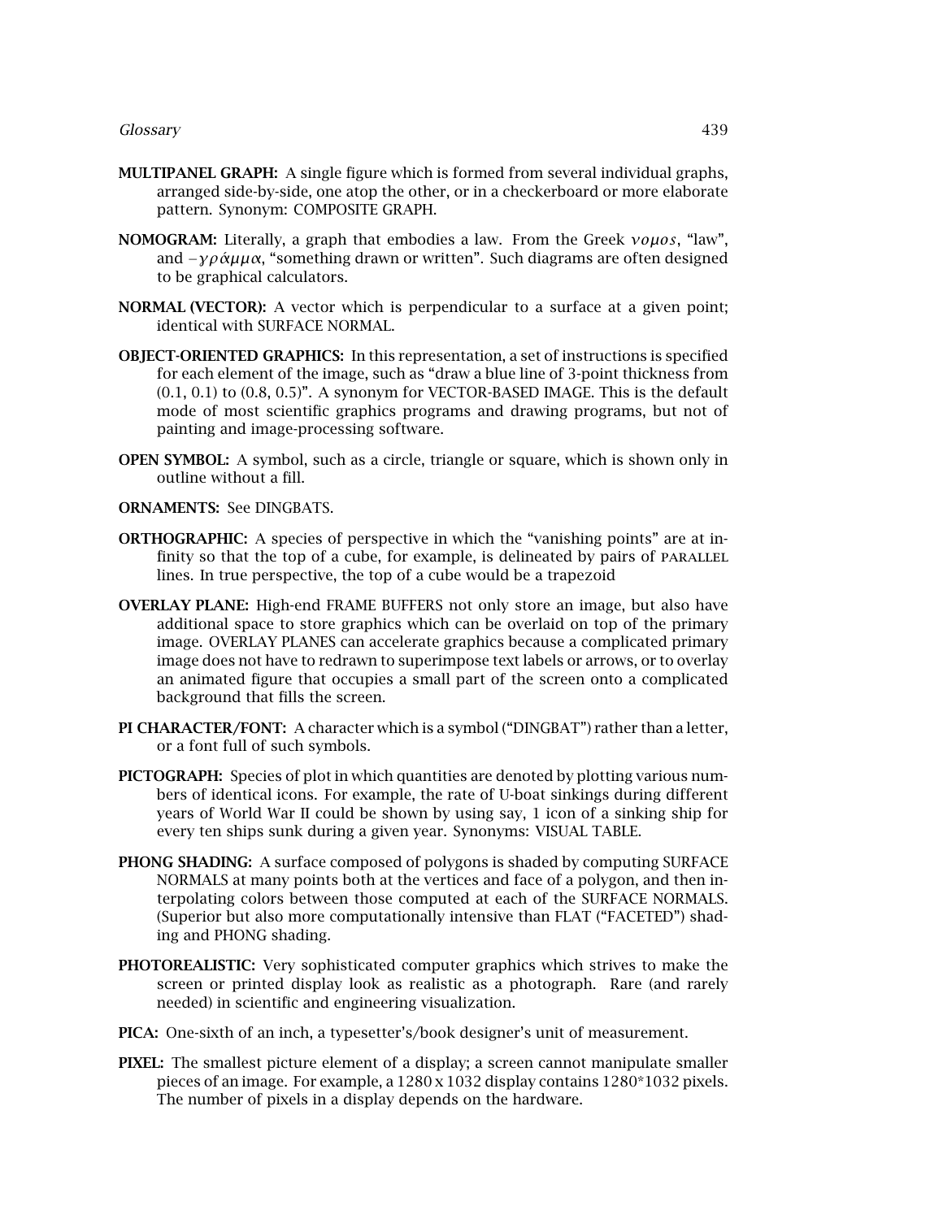**MULTIPANEL GRAPH:** A single figure which is formed from several individual graphs, arranged side-by-side, one atop the other, or in a checkerboard or more elaborate pattern. Synonym: COMPOSITE GRAPH.

**NOMOGRAM:** Literally, a graph that embodies a law. From the Greek $\nu o \mu o s$, "law", and $-\gamma \rho \acute{\alpha} \mu \mu \alpha$, "something drawn or written". Such diagrams are often designed to be graphical calculators.

**NORMAL (VECTOR):** A vector which is perpendicular to a surface at a given point; identical with SURFACE NORMAL.

**OBJECT-ORIENTED GRAPHICS:** In this representation, a set of instructions is specified for each element of the image, such as "draw a blue line of 3-point thickness from (0.1, 0.1) to (0.8, 0.5)". A synonym for VECTOR-BASED IMAGE. This is the default mode of most scientific graphics programs and drawing programs, but not of painting and image-processing software.

**OPEN SYMBOL:** A symbol, such as a circle, triangle or square, which is shown only in outline without a fill.

**ORNAMENTS:** See DINGBATS.

**ORTHOGRAPHIC:** A species of perspective in which the "vanishing points" are at infinity so that the top of a cube, for example, is delineated by pairs of PARALLEL lines. In true perspective, the top of a cube would be a trapezoid

**OVERLAY PLANE:** High-end FRAME BUFFERS not only store an image, but also have additional space to store graphics which can be overlaid on top of the primary image. OVERLAY PLANES can accelerate graphics because a complicated primary image does not have to redrawn to superimpose text labels or arrows, or to overlay an animated figure that occupies a small part of the screen onto a complicated background that fills the screen.

**PI CHARACTER/FONT:** A character which is a symbol ("DINGBAT") rather than a letter, or a font full of such symbols.

**PICTOGRAPH:** Species of plot in which quantities are denoted by plotting various numbers of identical icons. For example, the rate of U-boat sinkings during different years of World War II could be shown by using say, 1 icon of a sinking ship for every ten ships sunk during a given year. Synonyms: VISUAL TABLE.

**PHONG SHADING:** A surface composed of polygons is shaded by computing SURFACE NORMALS at many points both at the vertices and face of a polygon, and then interpolating colors between those computed at each of the SURFACE NORMALS. (Superior but also more computationally intensive than FLAT ("FACETED") shading and PHONG shading.

**PHOTOREALISTIC:** Very sophisticated computer graphics which strives to make the screen or printed display look as realistic as a photograph. Rare (and rarely needed) in scientific and engineering visualization.

**PICA:** One-sixth of an inch, a typesetter's/book designer's unit of measurement.

**PIXEL:** The smallest picture element of a display; a screen cannot manipulate smaller pieces of an image. For example, a 1280 x 1032 display contains 1280*1032 pixels. The number of pixels in a display depends on the hardware.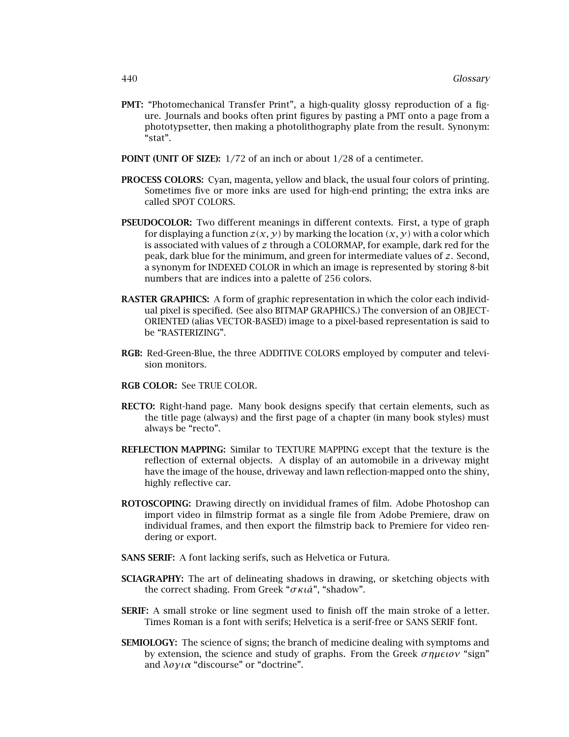**PMT:** "Photomechanical Transfer Print", a high-quality glossy reproduction of a figure. Journals and books often print figures by pasting a PMT onto a page from a phototypsetter, then making a photolithography plate from the result. Synonym: "stat".

**POINT (UNIT OF SIZE):** 1/72 of an inch or about 1/28 of a centimeter.

**PROCESS COLORS:** Cyan, magenta, yellow and black, the usual four colors of printing. Sometimes five or more inks are used for high-end printing; the extra inks are called SPOT COLORS.

**PSEUDOCOLOR:** Two different meanings in different contexts. First, a type of graph for displaying a function $z(x, y)$ by marking the location $(x, y)$ with a color which is associated with values of $z$ through a COLORMAP, for example, dark red for the peak, dark blue for the minimum, and green for intermediate values of $z$. Second, a synonym for INDEXED COLOR in which an image is represented by storing 8-bit numbers that are indices into a palette of 256 colors.

**RASTER GRAPHICS:** A form of graphic representation in which the color each individual pixel is specified. (See also BITMAP GRAPHICS.) The conversion of an OBJECT-ORIENTED (alias VECTOR-BASED) image to a pixel-based representation is said to be "RASTERIZING".

**RGB:** Red-Green-Blue, the three ADDITIVE COLORS employed by computer and television monitors.

**RGB COLOR:** See TRUE COLOR.

**RECTO:** Right-hand page. Many book designs specify that certain elements, such as the title page (always) and the first page of a chapter (in many book styles) must always be "recto".

**REFLECTION MAPPING:** Similar to TEXTURE MAPPING except that the texture is the reflection of external objects. A display of an automobile in a driveway might have the image of the house, driveway and lawn reflection-mapped onto the shiny, highly reflective car.

**ROTOSCOPING:** Drawing directly on invididual frames of film. Adobe Photoshop can import video in filmstrip format as a single file from Adobe Premiere, draw on individual frames, and then export the filmstrip back to Premiere for video rendering or export.

**SANS SERIF:** A font lacking serifs, such as Helvetica or Futura.

**SCIAGRAPHY:** The art of delineating shadows in drawing, or sketching objects with the correct shading. From Greek "σκιά", "shadow".

**SERIF:** A small stroke or line segment used to finish off the main stroke of a letter. Times Roman is a font with serifs; Helvetica is a serif-free or SANS SERIF font.

**SEMIOLOGY:** The science of signs; the branch of medicine dealing with symptoms and by extension, the science and study of graphs. From the Greek σημειον "sign" and λογια "discourse" or "doctrine".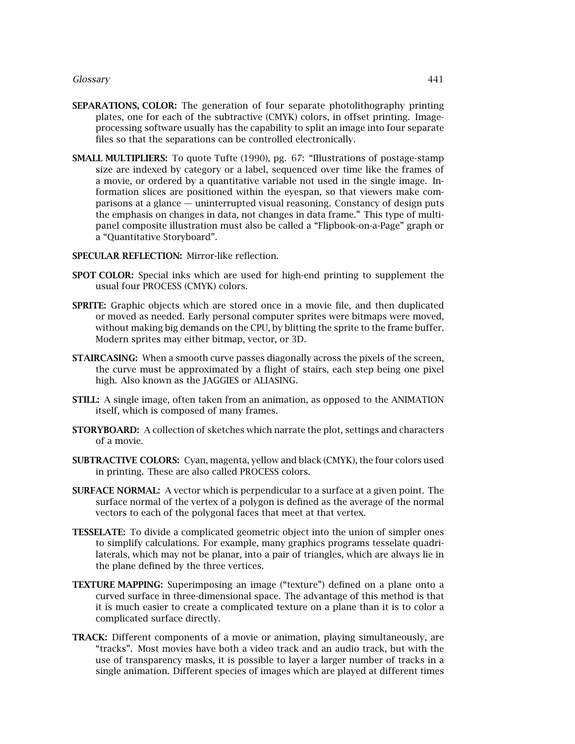**SEPARATIONS, COLOR:** The generation of four separate photolithography printing plates, one for each of the subtractive (CMYK) colors, in offset printing. Image-processing software usually has the capability to split an image into four separate files so that the separations can be controlled electronically.

**SMALL MULTIPLIERS:** To quote Tufte (1990), pg. 67: "Illustrations of postage-stamp size are indexed by category or a label, sequenced over time like the frames of a movie, or ordered by a quantitative variable not used in the single image. Information slices are positioned within the eyespan, so that viewers make comparisons at a glance — uninterrupted visual reasoning. Constancy of design puts the emphasis on changes in data, not changes in data frame." This type of multi-panel composite illustration must also be called a "Flipbook-on-a-Page" graph or a "Quantitative Storyboard".

**SPECULAR REFLECTION:** Mirror-like reflection.

**SPOT COLOR:** Special inks which are used for high-end printing to supplement the usual four PROCESS (CMYK) colors.

**SPRITE:** Graphic objects which are stored once in a movie file, and then duplicated or moved as needed. Early personal computer sprites were bitmaps were moved, without making big demands on the CPU, by blitting the sprite to the frame buffer. Modern sprites may either bitmap, vector, or 3D.

**STAIRCASING:** When a smooth curve passes diagonally across the pixels of the screen, the curve must be approximated by a flight of stairs, each step being one pixel high. Also known as the JAGGIES or ALIASING.

**STILL:** A single image, often taken from an animation, as opposed to the ANIMATION itself, which is composed of many frames.

**STORYBOARD:** A collection of sketches which narrate the plot, settings and characters of a movie.

**SUBTRACTIVE COLORS:** Cyan, magenta, yellow and black (CMYK), the four colors used in printing. These are also called PROCESS colors.

**SURFACE NORMAL:** A vector which is perpendicular to a surface at a given point. The surface normal of the vertex of a polygon is defined as the average of the normal vectors to each of the polygonal faces that meet at that vertex.

**TESSELATE:** To divide a complicated geometric object into the union of simpler ones to simplify calculations. For example, many graphics programs tesselate quadrilaterals, which may not be planar, into a pair of triangles, which are always lie in the plane defined by the three vertices.

**TEXTURE MAPPING:** Superimposing an image ("texture") defined on a plane onto a curved surface in three-dimensional space. The advantage of this method is that it is much easier to create a complicated texture on a plane than it is to color a complicated surface directly.

**TRACK:** Different components of a movie or animation, playing simultaneously, are "tracks". Most movies have both a video track and an audio track, but with the use of transparency masks, it is possible to layer a larger number of tracks in a single animation. Different species of images which are played at different times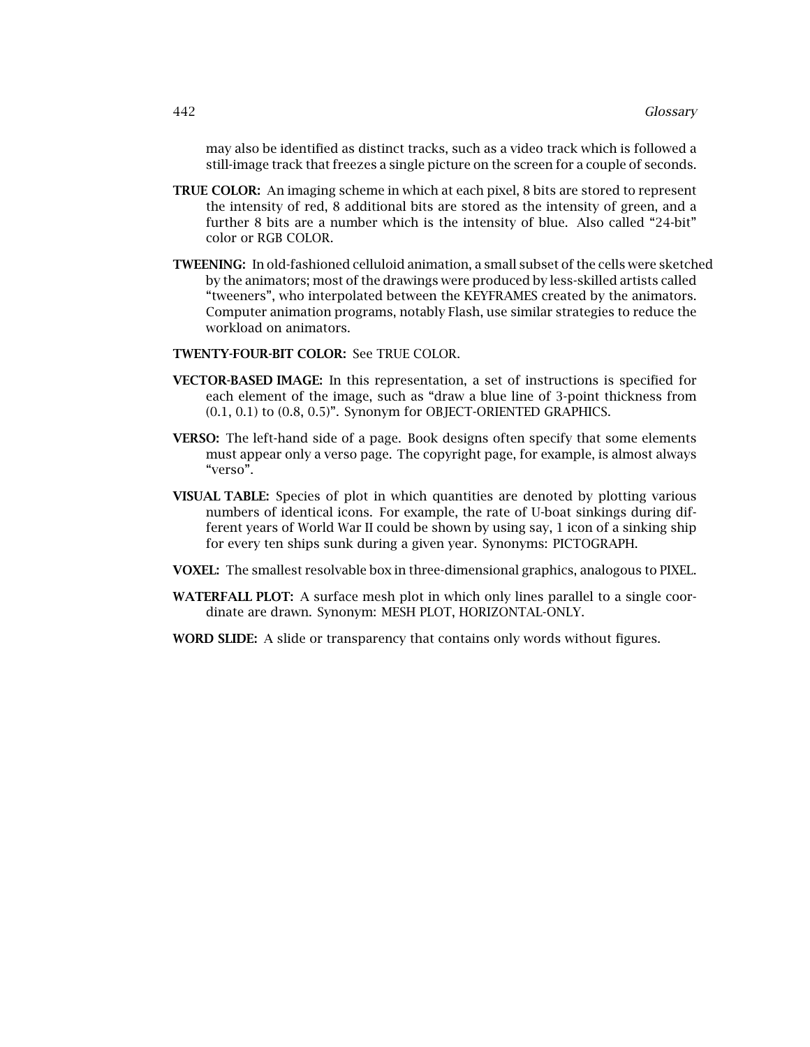may also be identified as distinct tracks, such as a video track which is followed a still-image track that freezes a single picture on the screen for a couple of seconds.

**TRUE COLOR:** An imaging scheme in which at each pixel, 8 bits are stored to represent the intensity of red, 8 additional bits are stored as the intensity of green, and a further 8 bits are a number which is the intensity of blue. Also called "24-bit" color or RGB COLOR.

**TWEENING:** In old-fashioned celluloid animation, a small subset of the cells were sketched by the animators; most of the drawings were produced by less-skilled artists called "tweeners", who interpolated between the KEYFRAMES created by the animators. Computer animation programs, notably Flash, use similar strategies to reduce the workload on animators.

**TWENTY-FOUR-BIT COLOR:** See TRUE COLOR.

**VECTOR-BASED IMAGE:** In this representation, a set of instructions is specified for each element of the image, such as "draw a blue line of 3-point thickness from (0.1, 0.1) to (0.8, 0.5)". Synonym for OBJECT-ORIENTED GRAPHICS.

**VERSO:** The left-hand side of a page. Book designs often specify that some elements must appear only a verso page. The copyright page, for example, is almost always "verso".

**VISUAL TABLE:** Species of plot in which quantities are denoted by plotting various numbers of identical icons. For example, the rate of U-boat sinkings during different years of World War II could be shown by using say, 1 icon of a sinking ship for every ten ships sunk during a given year. Synonyms: PICTOGRAPH.

**VOXEL:** The smallest resolvable box in three-dimensional graphics, analogous to PIXEL.

**WATERFALL PLOT:** A surface mesh plot in which only lines parallel to a single coordinate are drawn. Synonym: MESH PLOT, HORIZONTAL-ONLY.

**WORD SLIDE:** A slide or transparency that contains only words without figures.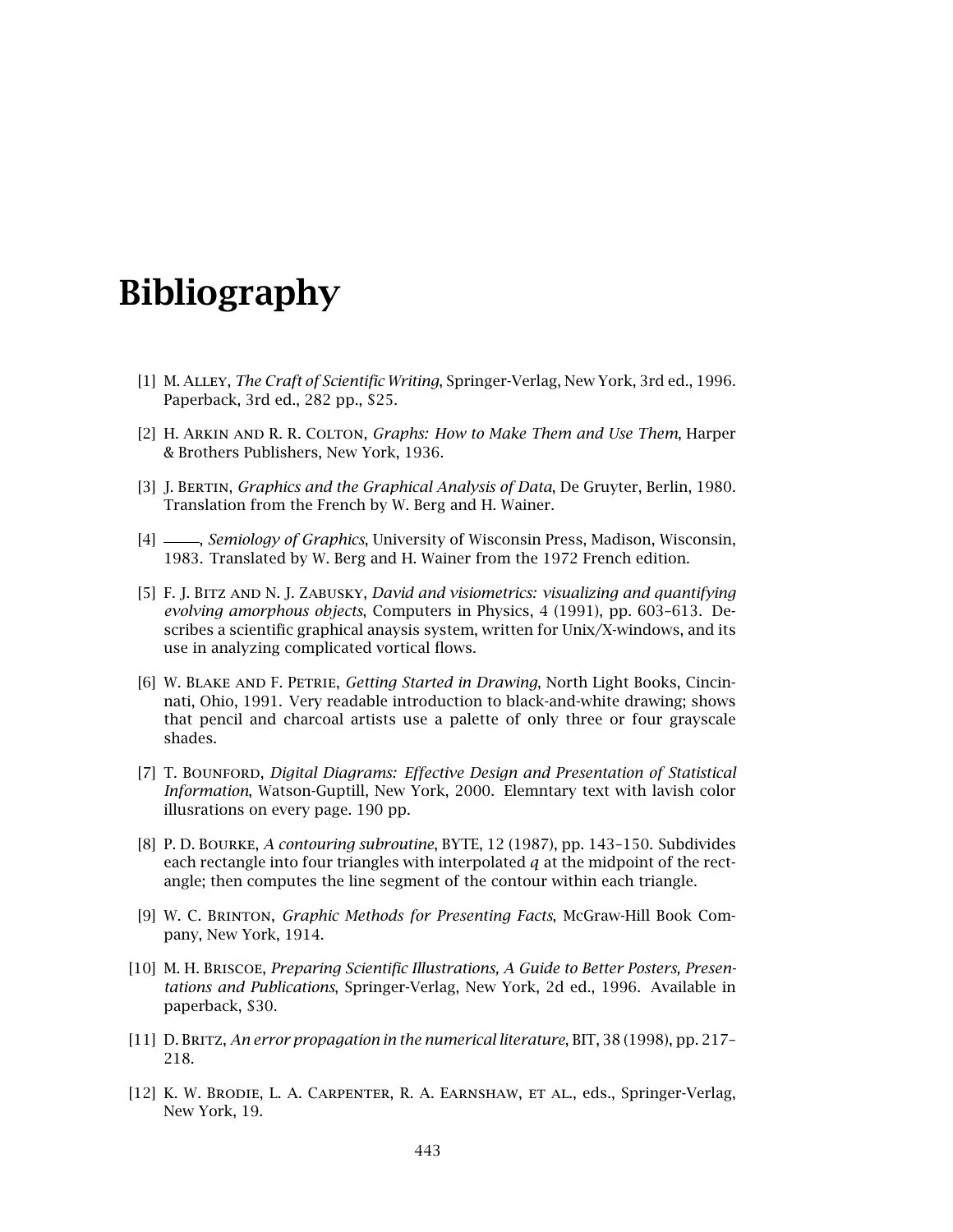# Bibliography

[1] M. Alley, *The Craft of Scientific Writing*, Springer-Verlag, New York, 3rd ed., 1996. Paperback, 3rd ed., 282 pp., $25.

[2] H. Arkin and R. R. Colton, *Graphs: How to Make Them and Use Them*, Harper & Brothers Publishers, New York, 1936.

[3] J. Bertin, *Graphics and the Graphical Analysis of Data*, De Gruyter, Berlin, 1980. Translation from the French by W. Berg and H. Wainer.

[4] ——, *Semiology of Graphics*, University of Wisconsin Press, Madison, Wisconsin, 1983. Translated by W. Berg and H. Wainer from the 1972 French edition.

[5] F. J. Bitz and N. J. Zabusky, *David and visiometrics: visualizing and quantifying evolving amorphous objects*, Computers in Physics, 4 (1991), pp. 603–613. Describes a scientific graphical anaysis system, written for Unix/X-windows, and its use in analyzing complicated vortical flows.

[6] W. Blake and F. Petrie, *Getting Started in Drawing*, North Light Books, Cincinnati, Ohio, 1991. Very readable introduction to black-and-white drawing; shows that pencil and charcoal artists use a palette of only three or four grayscale shades.

[7] T. Bounford, *Digital Diagrams: Effective Design and Presentation of Statistical Information*, Watson-Guptill, New York, 2000. Elemntary text with lavish color illusrations on every page. 190 pp.

[8] P. D. Bourke, *A contouring subroutine*, BYTE, 12 (1987), pp. 143–150. Subdivides each rectangle into four triangles with interpolated $q$ at the midpoint of the rectangle; then computes the line segment of the contour within each triangle.

[9] W. C. Brinton, *Graphic Methods for Presenting Facts*, McGraw-Hill Book Company, New York, 1914.

[10] M. H. Briscoe, *Preparing Scientific Illustrations, A Guide to Better Posters, Presentations and Publications*, Springer-Verlag, New York, 2d ed., 1996. Available in paperback, $30.

[11] D. Britz, *An error propagation in the numerical literature*, BIT, 38 (1998), pp. 217–218.

[12] K. W. Brodie, L. A. Carpenter, R. A. Earnshaw, et al., eds., Springer-Verlag, New York, 19.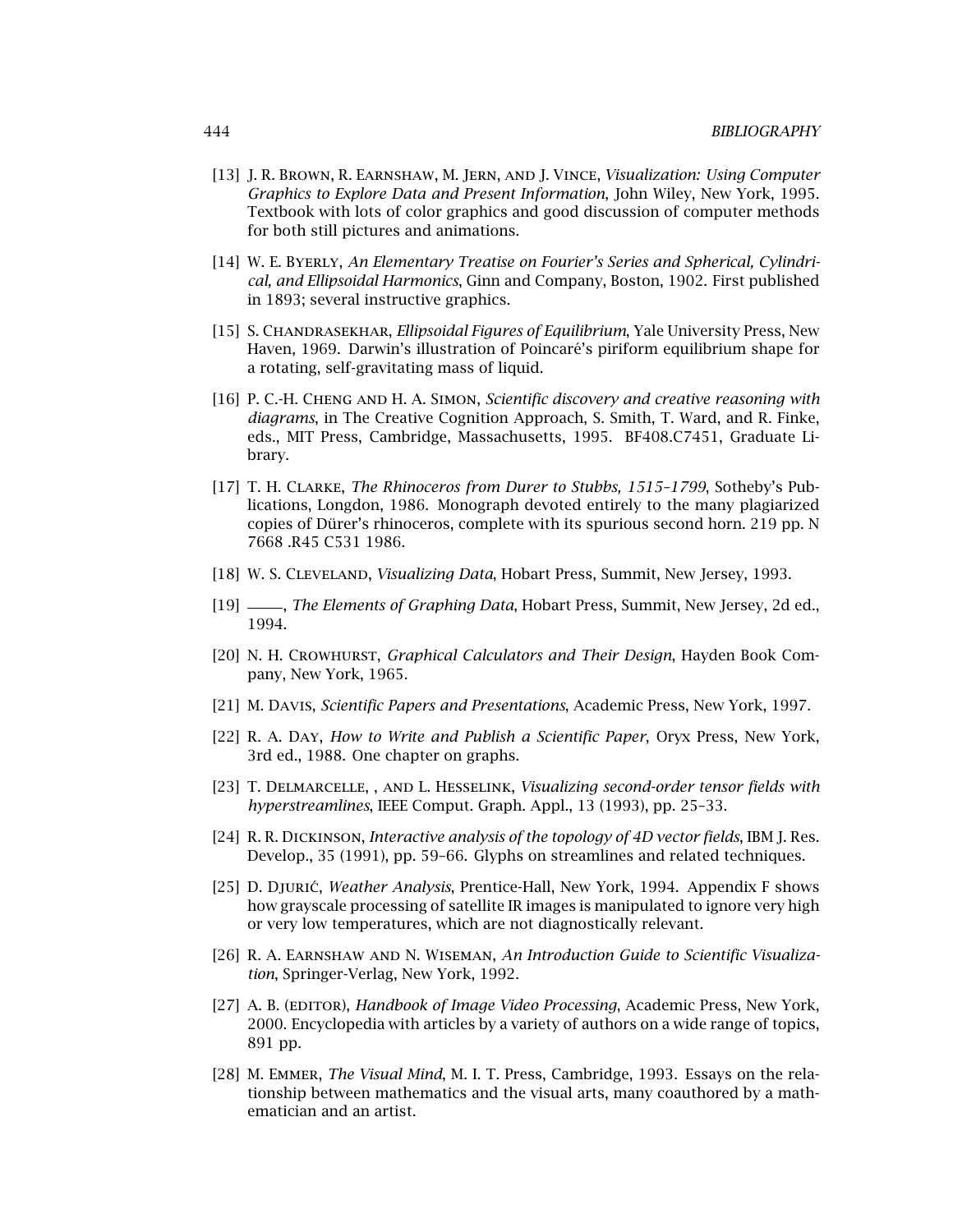[13] J. R. Brown, R. Earnshaw, M. Jern, and J. Vince, *Visualization: Using Computer Graphics to Explore Data and Present Information*, John Wiley, New York, 1995. Textbook with lots of color graphics and good discussion of computer methods for both still pictures and animations.

[14] W. E. Byerly, *An Elementary Treatise on Fourier's Series and Spherical, Cylindrical, and Ellipsoidal Harmonics*, Ginn and Company, Boston, 1902. First published in 1893; several instructive graphics.

[15] S. Chandrasekhar, *Ellipsoidal Figures of Equilibrium*, Yale University Press, New Haven, 1969. Darwin's illustration of Poincaré's piriform equilibrium shape for a rotating, self-gravitating mass of liquid.

[16] P. C.-H. Cheng and H. A. Simon, *Scientific discovery and creative reasoning with diagrams*, in The Creative Cognition Approach, S. Smith, T. Ward, and R. Finke, eds., MIT Press, Cambridge, Massachusetts, 1995. BF408.C7451, Graduate Library.

[17] T. H. Clarke, *The Rhinoceros from Durer to Stubbs, 1515–1799*, Sotheby's Publications, Longdon, 1986. Monograph devoted entirely to the many plagiarized copies of Dürer's rhinoceros, complete with its spurious second horn. 219 pp. N 7668 .R45 C531 1986.

[18] W. S. Cleveland, *Visualizing Data*, Hobart Press, Summit, New Jersey, 1993.

[19] ——, *The Elements of Graphing Data*, Hobart Press, Summit, New Jersey, 2d ed., 1994.

[20] N. H. Crowhurst, *Graphical Calculators and Their Design*, Hayden Book Company, New York, 1965.

[21] M. Davis, *Scientific Papers and Presentations*, Academic Press, New York, 1997.

[22] R. A. Day, *How to Write and Publish a Scientific Paper*, Oryx Press, New York, 3rd ed., 1988. One chapter on graphs.

[23] T. Delmarcelle, , and L. Hesselink, *Visualizing second-order tensor fields with hyperstreamlines*, IEEE Comput. Graph. Appl., 13 (1993), pp. 25–33.

[24] R. R. Dickinson, *Interactive analysis of the topology of 4D vector fields*, IBM J. Res. Develop., 35 (1991), pp. 59–66. Glyphs on streamlines and related techniques.

[25] D. Djurić, *Weather Analysis*, Prentice-Hall, New York, 1994. Appendix F shows how grayscale processing of satellite IR images is manipulated to ignore very high or very low temperatures, which are not diagnostically relevant.

[26] R. A. Earnshaw and N. Wiseman, *An Introduction Guide to Scientific Visualization*, Springer-Verlag, New York, 1992.

[27] A. B. (editor), *Handbook of Image Video Processing*, Academic Press, New York, 2000. Encyclopedia with articles by a variety of authors on a wide range of topics, 891 pp.

[28] M. Emmer, *The Visual Mind*, M. I. T. Press, Cambridge, 1993. Essays on the relationship between mathematics and the visual arts, many coauthored by a mathematician and an artist.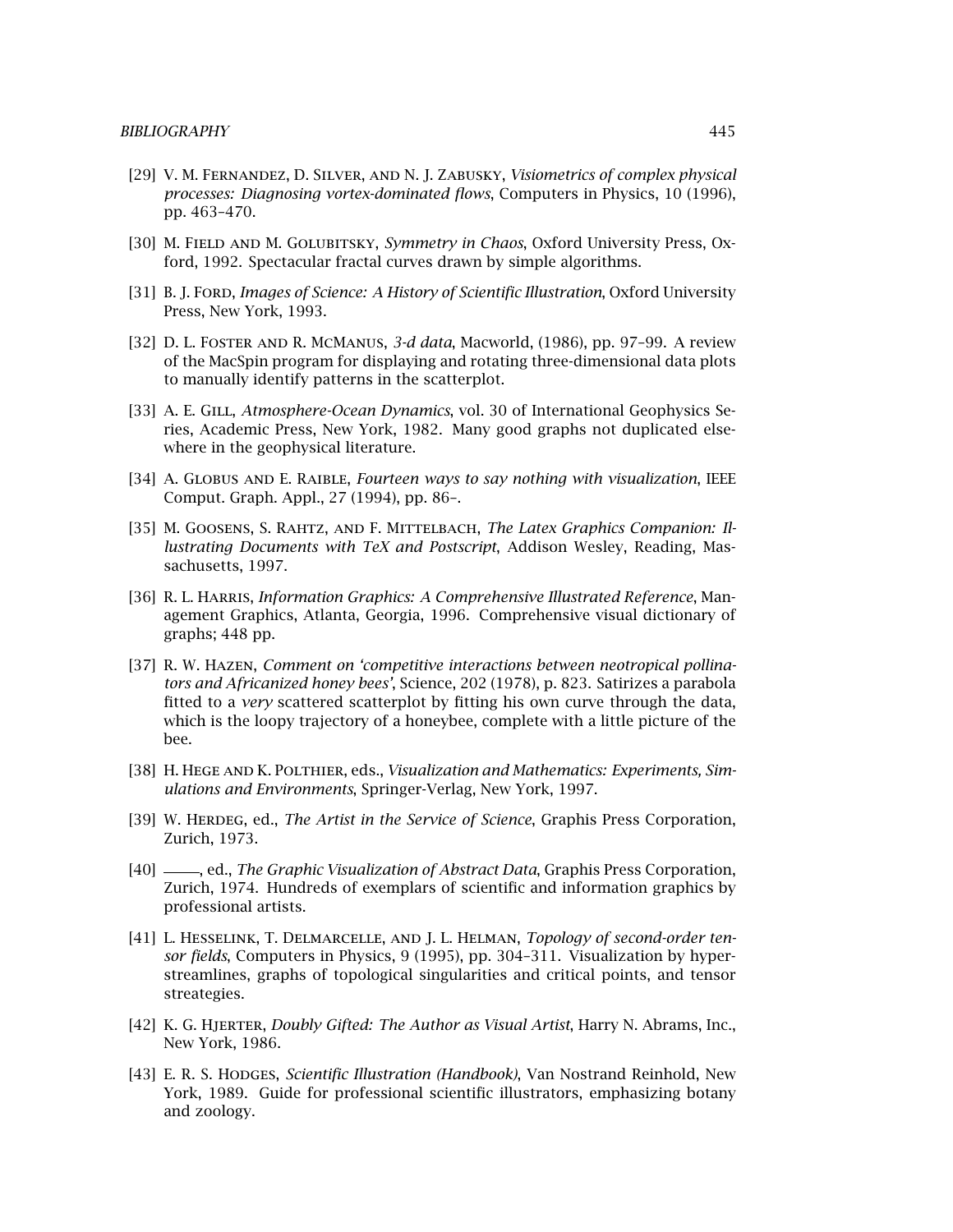[29] V. M. Fernandez, D. Silver, and N. J. Zabusky, *Visiometrics of complex physical processes: Diagnosing vortex-dominated flows*, Computers in Physics, 10 (1996), pp. 463–470.

[30] M. Field and M. Golubitsky, *Symmetry in Chaos*, Oxford University Press, Oxford, 1992. Spectacular fractal curves drawn by simple algorithms.

[31] B. J. Ford, *Images of Science: A History of Scientific Illustration*, Oxford University Press, New York, 1993.

[32] D. L. Foster and R. McManus, *3-d data*, Macworld, (1986), pp. 97–99. A review of the MacSpin program for displaying and rotating three-dimensional data plots to manually identify patterns in the scatterplot.

[33] A. E. Gill, *Atmosphere-Ocean Dynamics*, vol. 30 of International Geophysics Series, Academic Press, New York, 1982. Many good graphs not duplicated elsewhere in the geophysical literature.

[34] A. Globus and E. Raible, *Fourteen ways to say nothing with visualization*, IEEE Comput. Graph. Appl., 27 (1994), pp. 86–.

[35] M. Goosens, S. Rahtz, and F. Mittelbach, *The Latex Graphics Companion: Illustrating Documents with TeX and Postscript*, Addison Wesley, Reading, Massachusetts, 1997.

[36] R. L. Harris, *Information Graphics: A Comprehensive Illustrated Reference*, Management Graphics, Atlanta, Georgia, 1996. Comprehensive visual dictionary of graphs; 448 pp.

[37] R. W. Hazen, *Comment on 'competitive interactions between neotropical pollinators and Africanized honey bees'*, Science, 202 (1978), p. 823. Satirizes a parabola fitted to a *very* scattered scatterplot by fitting his own curve through the data, which is the loopy trajectory of a honeybee, complete with a little picture of the bee.

[38] H. Hege and K. Polthier, eds., *Visualization and Mathematics: Experiments, Simulations and Environments*, Springer-Verlag, New York, 1997.

[39] W. Herdeg, ed., *The Artist in the Service of Science*, Graphis Press Corporation, Zurich, 1973.

[40] ——, ed., *The Graphic Visualization of Abstract Data*, Graphis Press Corporation, Zurich, 1974. Hundreds of exemplars of scientific and information graphics by professional artists.

[41] L. Hesselink, T. Delmarcelle, and J. L. Helman, *Topology of second-order tensor fields*, Computers in Physics, 9 (1995), pp. 304–311. Visualization by hyperstreamlines, graphs of topological singularities and critical points, and tensor streategies.

[42] K. G. Hjerter, *Doubly Gifted: The Author as Visual Artist*, Harry N. Abrams, Inc., New York, 1986.

[43] E. R. S. Hodges, *Scientific Illustration (Handbook)*, Van Nostrand Reinhold, New York, 1989. Guide for professional scientific illustrators, emphasizing botany and zoology.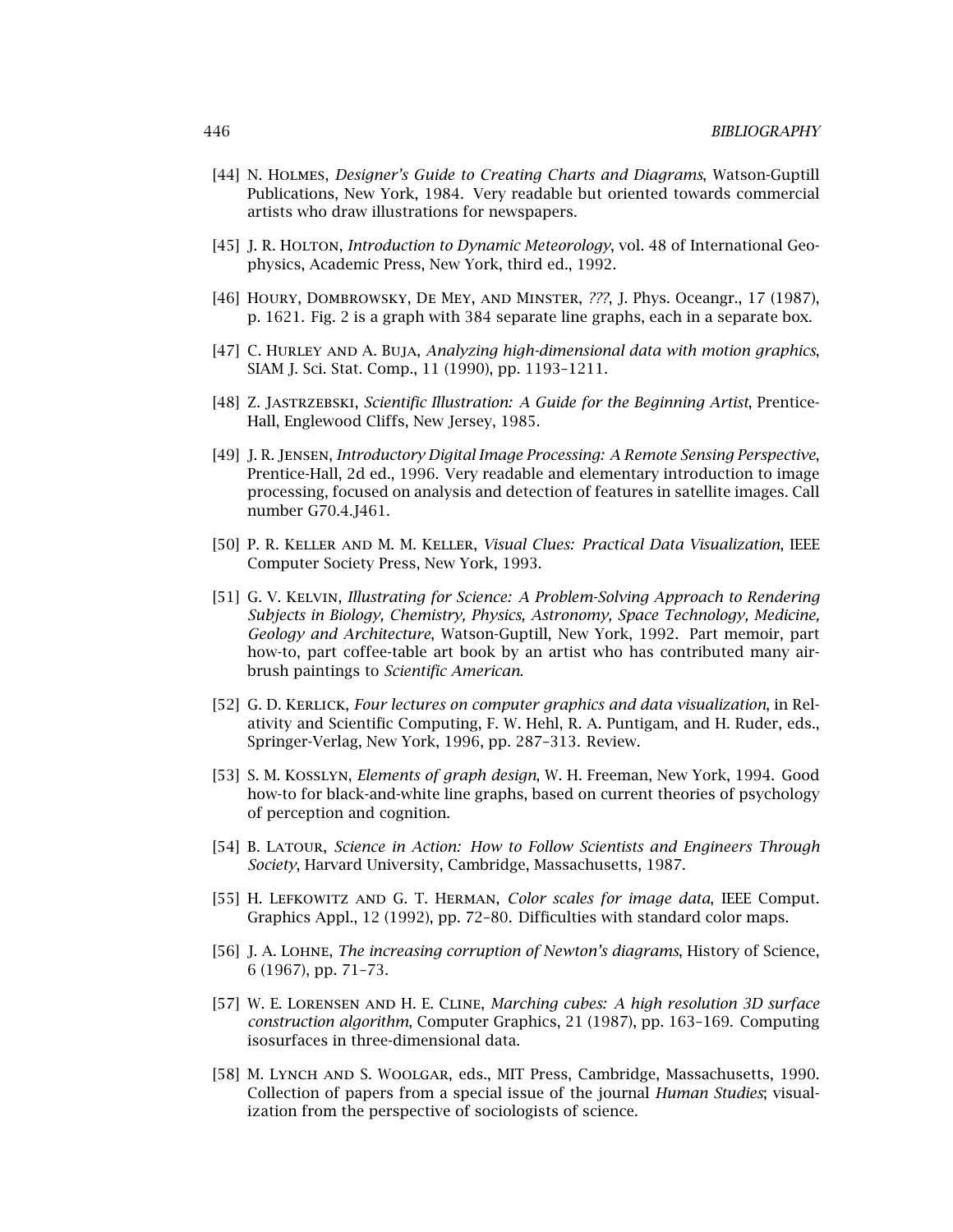[44] N. Holmes, *Designer's Guide to Creating Charts and Diagrams*, Watson-Guptill Publications, New York, 1984. Very readable but oriented towards commercial artists who draw illustrations for newspapers.

[45] J. R. Holton, *Introduction to Dynamic Meteorology*, vol. 48 of International Geophysics, Academic Press, New York, third ed., 1992.

[46] Houry, Dombrowsky, De Mey, and Minster, *???*, J. Phys. Oceangr., 17 (1987), p. 1621. Fig. 2 is a graph with 384 separate line graphs, each in a separate box.

[47] C. Hurley and A. Buja, *Analyzing high-dimensional data with motion graphics*, SIAM J. Sci. Stat. Comp., 11 (1990), pp. 1193–1211.

[48] Z. Jastrzebski, *Scientific Illustration: A Guide for the Beginning Artist*, Prentice-Hall, Englewood Cliffs, New Jersey, 1985.

[49] J. R. Jensen, *Introductory Digital Image Processing: A Remote Sensing Perspective*, Prentice-Hall, 2d ed., 1996. Very readable and elementary introduction to image processing, focused on analysis and detection of features in satellite images. Call number G70.4.J461.

[50] P. R. Keller and M. M. Keller, *Visual Clues: Practical Data Visualization*, IEEE Computer Society Press, New York, 1993.

[51] G. V. Kelvin, *Illustrating for Science: A Problem-Solving Approach to Rendering Subjects in Biology, Chemistry, Physics, Astronomy, Space Technology, Medicine, Geology and Architecture*, Watson-Guptill, New York, 1992. Part memoir, part how-to, part coffee-table art book by an artist who has contributed many airbrush paintings to *Scientific American*.

[52] G. D. Kerlick, *Four lectures on computer graphics and data visualization*, in Relativity and Scientific Computing, F. W. Hehl, R. A. Puntigam, and H. Ruder, eds., Springer-Verlag, New York, 1996, pp. 287–313. Review.

[53] S. M. Kosslyn, *Elements of graph design*, W. H. Freeman, New York, 1994. Good how-to for black-and-white line graphs, based on current theories of psychology of perception and cognition.

[54] B. Latour, *Science in Action: How to Follow Scientists and Engineers Through Society*, Harvard University, Cambridge, Massachusetts, 1987.

[55] H. Lefkowitz and G. T. Herman, *Color scales for image data*, IEEE Comput. Graphics Appl., 12 (1992), pp. 72–80. Difficulties with standard color maps.

[56] J. A. Lohne, *The increasing corruption of Newton's diagrams*, History of Science, 6 (1967), pp. 71–73.

[57] W. E. Lorensen and H. E. Cline, *Marching cubes: A high resolution 3D surface construction algorithm*, Computer Graphics, 21 (1987), pp. 163–169. Computing isosurfaces in three-dimensional data.

[58] M. Lynch and S. Woolgar, eds., MIT Press, Cambridge, Massachusetts, 1990. Collection of papers from a special issue of the journal *Human Studies*; visualization from the perspective of sociologists of science.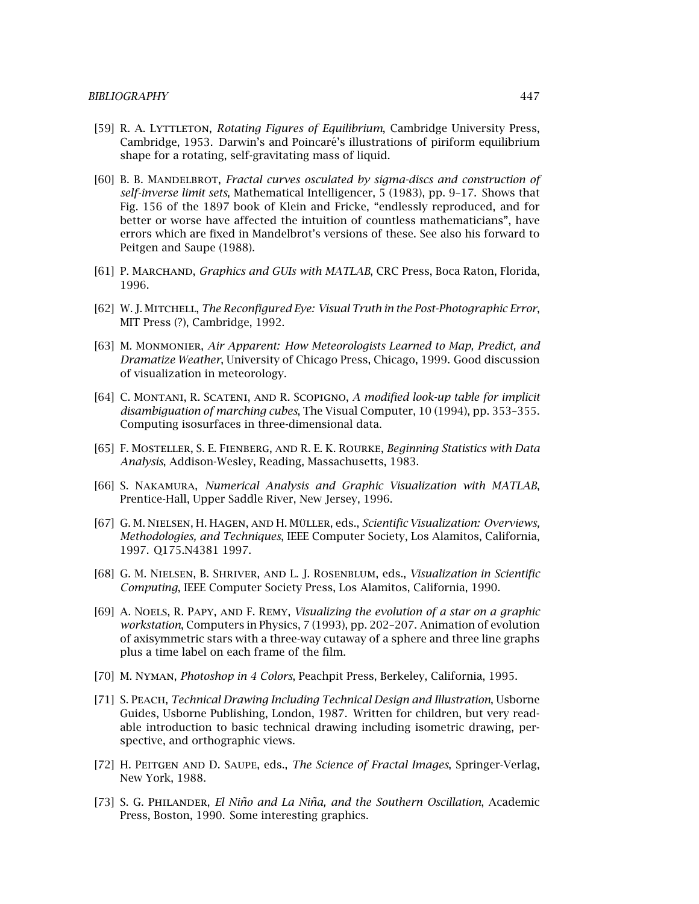[59] R. A. Lyttleton, *Rotating Figures of Equilibrium*, Cambridge University Press, Cambridge, 1953. Darwin's and Poincaré's illustrations of piriform equilibrium shape for a rotating, self-gravitating mass of liquid.

[60] B. B. Mandelbrot, *Fractal curves osculated by sigma-discs and construction of self-inverse limit sets*, Mathematical Intelligencer, 5 (1983), pp. 9–17. Shows that Fig. 156 of the 1897 book of Klein and Fricke, "endlessly reproduced, and for better or worse have affected the intuition of countless mathematicians", have errors which are fixed in Mandelbrot's versions of these. See also his forward to Peitgen and Saupe (1988).

[61] P. Marchand, *Graphics and GUIs with MATLAB*, CRC Press, Boca Raton, Florida, 1996.

[62] W. J. Mitchell, *The Reconfigured Eye: Visual Truth in the Post-Photographic Error*, MIT Press (?), Cambridge, 1992.

[63] M. Monmonier, *Air Apparent: How Meteorologists Learned to Map, Predict, and Dramatize Weather*, University of Chicago Press, Chicago, 1999. Good discussion of visualization in meteorology.

[64] C. Montani, R. Scateni, and R. Scopigno, *A modified look-up table for implicit disambiguation of marching cubes*, The Visual Computer, 10 (1994), pp. 353–355. Computing isosurfaces in three-dimensional data.

[65] F. Mosteller, S. E. Fienberg, and R. E. K. Rourke, *Beginning Statistics with Data Analysis*, Addison-Wesley, Reading, Massachusetts, 1983.

[66] S. Nakamura, *Numerical Analysis and Graphic Visualization with MATLAB*, Prentice-Hall, Upper Saddle River, New Jersey, 1996.

[67] G. M. Nielsen, H. Hagen, and H. Müller, eds., *Scientific Visualization: Overviews, Methodologies, and Techniques*, IEEE Computer Society, Los Alamitos, California, 1997. Q175.N4381 1997.

[68] G. M. Nielsen, B. Shriver, and L. J. Rosenblum, eds., *Visualization in Scientific Computing*, IEEE Computer Society Press, Los Alamitos, California, 1990.

[69] A. Noels, R. Papy, and F. Remy, *Visualizing the evolution of a star on a graphic workstation*, Computers in Physics, 7 (1993), pp. 202–207. Animation of evolution of axisymmetric stars with a three-way cutaway of a sphere and three line graphs plus a time label on each frame of the film.

[70] M. Nyman, *Photoshop in 4 Colors*, Peachpit Press, Berkeley, California, 1995.

[71] S. Peach, *Technical Drawing Including Technical Design and Illustration*, Usborne Guides, Usborne Publishing, London, 1987. Written for children, but very readable introduction to basic technical drawing including isometric drawing, perspective, and orthographic views.

[72] H. Peitgen and D. Saupe, eds., *The Science of Fractal Images*, Springer-Verlag, New York, 1988.

[73] S. G. Philander, *El Niño and La Niña, and the Southern Oscillation*, Academic Press, Boston, 1990. Some interesting graphics.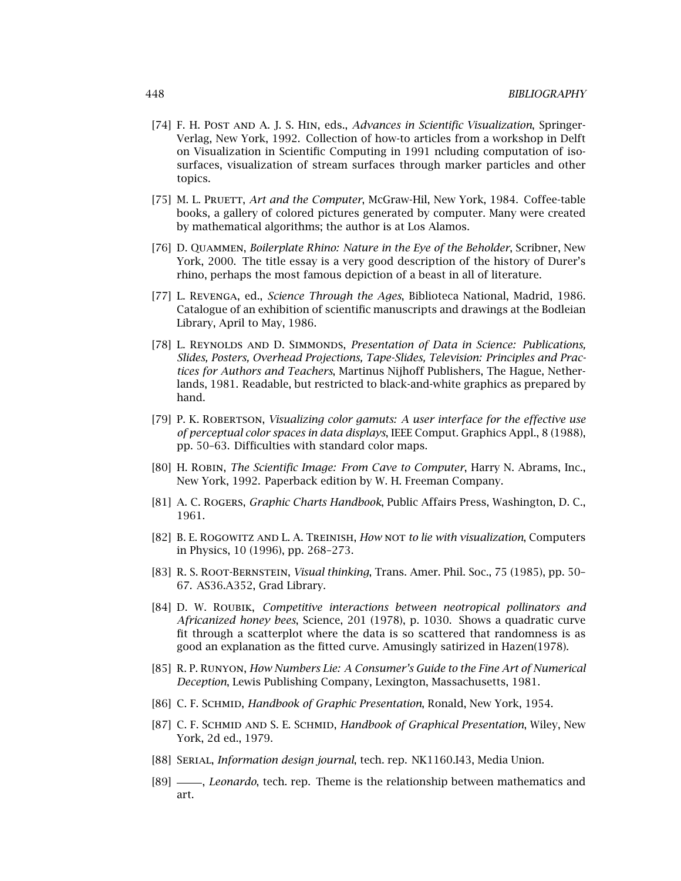[74] F. H. Post and A. J. S. Hin, eds., *Advances in Scientific Visualization*, Springer-Verlag, New York, 1992. Collection of how-to articles from a workshop in Delft on Visualization in Scientific Computing in 1991 ncluding computation of isosurfaces, visualization of stream surfaces through marker particles and other topics.

[75] M. L. Pruett, *Art and the Computer*, McGraw-Hil, New York, 1984. Coffee-table books, a gallery of colored pictures generated by computer. Many were created by mathematical algorithms; the author is at Los Alamos.

[76] D. Quammen, *Boilerplate Rhino: Nature in the Eye of the Beholder*, Scribner, New York, 2000. The title essay is a very good description of the history of Durer's rhino, perhaps the most famous depiction of a beast in all of literature.

[77] L. Revenga, ed., *Science Through the Ages*, Biblioteca National, Madrid, 1986. Catalogue of an exhibition of scientific manuscripts and drawings at the Bodleian Library, April to May, 1986.

[78] L. Reynolds and D. Simmonds, *Presentation of Data in Science: Publications, Slides, Posters, Overhead Projections, Tape-Slides, Television: Principles and Practices for Authors and Teachers*, Martinus Nijhoff Publishers, The Hague, Netherlands, 1981. Readable, but restricted to black-and-white graphics as prepared by hand.

[79] P. K. Robertson, *Visualizing color gamuts: A user interface for the effective use of perceptual color spaces in data displays*, IEEE Comput. Graphics Appl., 8 (1988), pp. 50–63. Difficulties with standard color maps.

[80] H. Robin, *The Scientific Image: From Cave to Computer*, Harry N. Abrams, Inc., New York, 1992. Paperback edition by W. H. Freeman Company.

[81] A. C. Rogers, *Graphic Charts Handbook*, Public Affairs Press, Washington, D. C., 1961.

[82] B. E. Rogowitz and L. A. Treinish, *How* not *to lie with visualization*, Computers in Physics, 10 (1996), pp. 268–273.

[83] R. S. Root-Bernstein, *Visual thinking*, Trans. Amer. Phil. Soc., 75 (1985), pp. 50–67. AS36.A352, Grad Library.

[84] D. W. Roubik, *Competitive interactions between neotropical pollinators and Africanized honey bees*, Science, 201 (1978), p. 1030. Shows a quadratic curve fit through a scatterplot where the data is so scattered that randomness is as good an explanation as the fitted curve. Amusingly satirized in Hazen(1978).

[85] R. P. Runyon, *How Numbers Lie: A Consumer's Guide to the Fine Art of Numerical Deception*, Lewis Publishing Company, Lexington, Massachusetts, 1981.

[86] C. F. Schmid, *Handbook of Graphic Presentation*, Ronald, New York, 1954.

[87] C. F. Schmid and S. E. Schmid, *Handbook of Graphical Presentation*, Wiley, New York, 2d ed., 1979.

[88] Serial, *Information design journal*, tech. rep. NK1160.I43, Media Union.

[89] ——, *Leonardo*, tech. rep. Theme is the relationship between mathematics and art.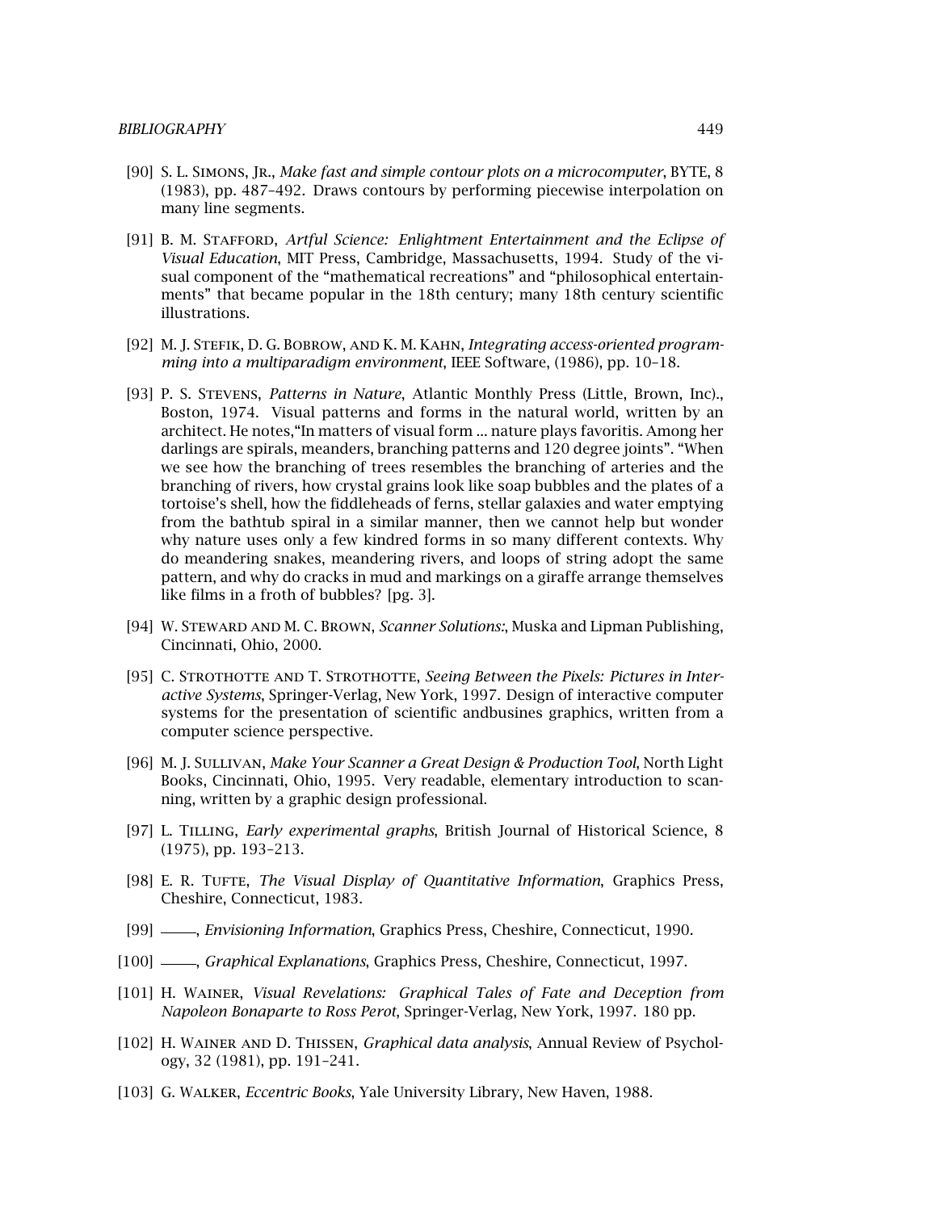[90] S. L. Simons, Jr., *Make fast and simple contour plots on a microcomputer*, BYTE, 8 (1983), pp. 487–492. Draws contours by performing piecewise interpolation on many line segments.

[91] B. M. Stafford, *Artful Science: Enlightment Entertainment and the Eclipse of Visual Education*, MIT Press, Cambridge, Massachusetts, 1994. Study of the visual component of the "mathematical recreations" and "philosophical entertainments" that became popular in the 18th century; many 18th century scientific illustrations.

[92] M. J. Stefik, D. G. Bobrow, and K. M. Kahn, *Integrating access-oriented programming into a multiparadigm environment*, IEEE Software, (1986), pp. 10–18.

[93] P. S. Stevens, *Patterns in Nature*, Atlantic Monthly Press (Little, Brown, Inc)., Boston, 1974. Visual patterns and forms in the natural world, written by an architect. He notes,"In matters of visual form ... nature plays favoritis. Among her darlings are spirals, meanders, branching patterns and 120 degree joints". "When we see how the branching of trees resembles the branching of arteries and the branching of rivers, how crystal grains look like soap bubbles and the plates of a tortoise's shell, how the fiddleheads of ferns, stellar galaxies and water emptying from the bathtub spiral in a similar manner, then we cannot help but wonder why nature uses only a few kindred forms in so many different contexts. Why do meandering snakes, meandering rivers, and loops of string adopt the same pattern, and why do cracks in mud and markings on a giraffe arrange themselves like films in a froth of bubbles? [pg. 3].

[94] W. Steward and M. C. Brown, *Scanner Solutions:*, Muska and Lipman Publishing, Cincinnati, Ohio, 2000.

[95] C. Strothotte and T. Strothotte, *Seeing Between the Pixels: Pictures in Interactive Systems*, Springer-Verlag, New York, 1997. Design of interactive computer systems for the presentation of scientific andbusines graphics, written from a computer science perspective.

[96] M. J. Sullivan, *Make Your Scanner a Great Design & Production Tool*, North Light Books, Cincinnati, Ohio, 1995. Very readable, elementary introduction to scanning, written by a graphic design professional.

[97] L. Tilling, *Early experimental graphs*, British Journal of Historical Science, 8 (1975), pp. 193–213.

[98] E. R. Tufte, *The Visual Display of Quantitative Information*, Graphics Press, Cheshire, Connecticut, 1983.

[99] ——, *Envisioning Information*, Graphics Press, Cheshire, Connecticut, 1990.

[100] ——, *Graphical Explanations*, Graphics Press, Cheshire, Connecticut, 1997.

[101] H. Wainer, *Visual Revelations: Graphical Tales of Fate and Deception from Napoleon Bonaparte to Ross Perot*, Springer-Verlag, New York, 1997. 180 pp.

[102] H. Wainer and D. Thissen, *Graphical data analysis*, Annual Review of Psychology, 32 (1981), pp. 191–241.

[103] G. Walker, *Eccentric Books*, Yale University Library, New Haven, 1988.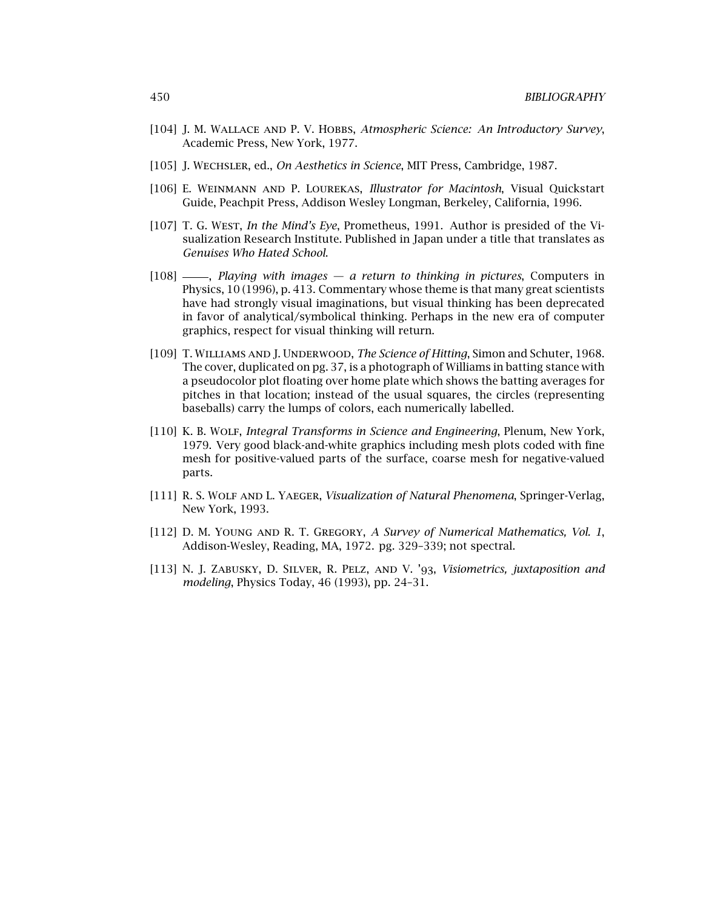[104] J. M. Wallace and P. V. Hobbs, *Atmospheric Science: An Introductory Survey*, Academic Press, New York, 1977.

[105] J. Wechsler, ed., *On Aesthetics in Science*, MIT Press, Cambridge, 1987.

[106] E. Weinmann and P. Lourekas, *Illustrator for Macintosh*, Visual Quickstart Guide, Peachpit Press, Addison Wesley Longman, Berkeley, California, 1996.

[107] T. G. West, *In the Mind's Eye*, Prometheus, 1991. Author is presided of the Visualization Research Institute. Published in Japan under a title that translates as *Genuises Who Hated School*.

[108] ——, *Playing with images — a return to thinking in pictures*, Computers in Physics, 10 (1996), p. 413. Commentary whose theme is that many great scientists have had strongly visual imaginations, but visual thinking has been deprecated in favor of analytical/symbolical thinking. Perhaps in the new era of computer graphics, respect for visual thinking will return.

[109] T. Williams and J. Underwood, *The Science of Hitting*, Simon and Schuter, 1968. The cover, duplicated on pg. 37, is a photograph of Williams in batting stance with a pseudocolor plot floating over home plate which shows the batting averages for pitches in that location; instead of the usual squares, the circles (representing baseballs) carry the lumps of colors, each numerically labelled.

[110] K. B. Wolf, *Integral Transforms in Science and Engineering*, Plenum, New York, 1979. Very good black-and-white graphics including mesh plots coded with fine mesh for positive-valued parts of the surface, coarse mesh for negative-valued parts.

[111] R. S. Wolf and L. Yaeger, *Visualization of Natural Phenomena*, Springer-Verlag, New York, 1993.

[112] D. M. Young and R. T. Gregory, *A Survey of Numerical Mathematics, Vol. 1*, Addison-Wesley, Reading, MA, 1972. pg. 329–339; not spectral.

[113] N. J. Zabusky, D. Silver, R. Pelz, and V. '93, *Visiometrics, juxtaposition and modeling*, Physics Today, 46 (1993), pp. 24–31.